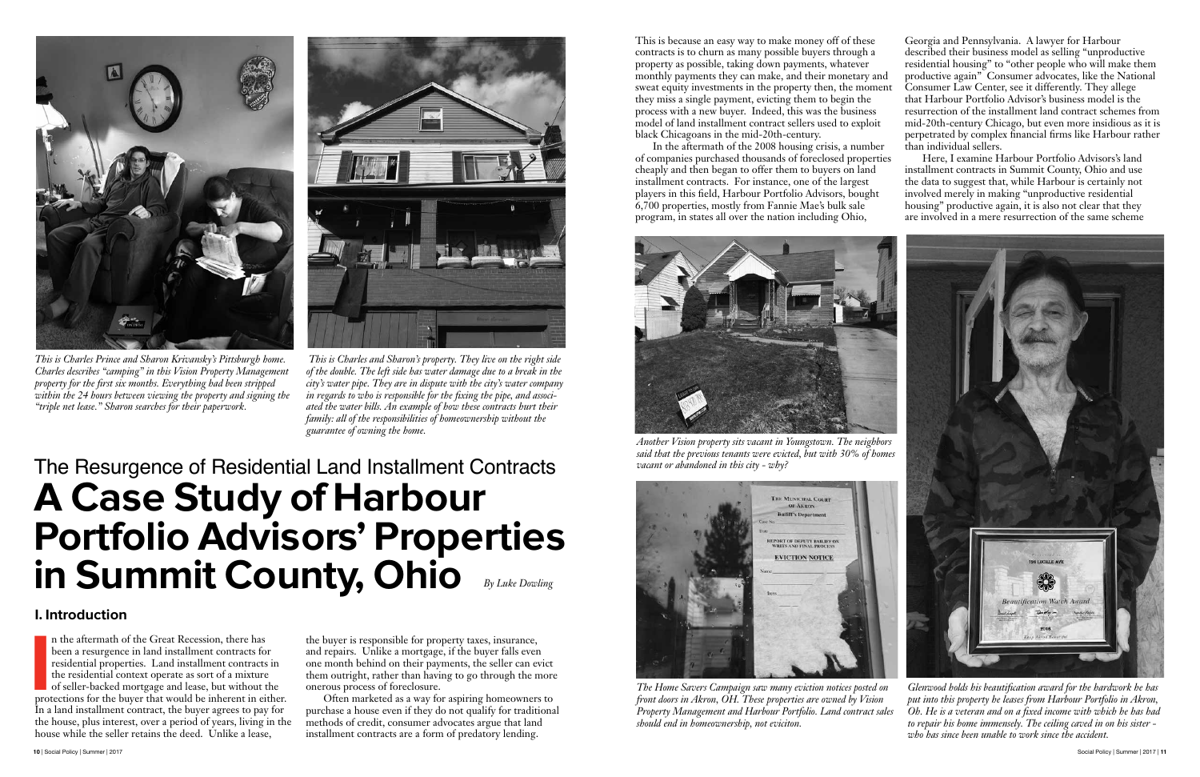This is Charles Prince and Sharon Krivansky's Pittsburgh home. Charles describes "camping" in this Vision Property Management property for the first six months. Everything had been stripped within the 24 hours between viewing the property and signing the "triple net lease." Sharon searches for their paperwork.

This is Charles and Sharon's property. They live on the right side of the double. The left side has water damage due to a break in the city's water pipe. They are in dispute with the city's water company in regards to who is responsible for the fixing the pipe, and associated the water bills. An example of how these contracts hurt their family: all of the responsibilities of homeownership without the guarantee of owning the home.

## The Resurgence of Residential Land Installment Contracts

# A Case Study of Harbour Portfolio Advisors' Properties in Summit County, Ohio

*By Luke Dowling*

### I. Introduction

In the aftermath of the Great Recession, there has been a resurgence in land installment contracts for residential properties. Land installment contracts in the residential context operate as sort of a mixture of seller-backed mortgage and lease, but without the protections for the buyer that would be inherent in either. In a land installment contract, the buyer agrees to pay for the house, plus interest, over a period of years, living in the house while the seller retains the deed. Unlike a lease, the buyer is responsible for property taxes, insurance, and repairs. Unlike a mortgage, if the buyer falls even one month behind on their payments, the seller can evict them outright, rather than having to go through the more onerous process of foreclosure.

Often marketed as a way for aspiring homeowners to purchase a house even if they do not qualify for traditional methods of credit, consumer advocates argue that land installment contracts are a form of predatory lending.

This is because an easy way to make money off of these contracts is to churn as many possible buyers through a property as possible, taking down payments, whatever monthly payments they can make, and their monetary and sweat equity investments in the property then, the moment they miss a single payment, evicting them to begin the process with a new buyer. Indeed, this was the business model of land installment contract sellers used to exploit black Chicagoans in the mid-20th-century.

In the aftermath of the 2008 housing crisis, a number of companies purchased thousands of foreclosed properties cheaply and then began to offer them to buyers on land installment contracts. For instance, one of the largest players in this field, Harbour Portfolio Advisors, bought 6,700 properties, mostly from Fannie Mae's bulk sale program, in states all over the nation including Ohio, Georgia and Pennsylvania. A lawyer for Harbour described their business model as selling "unproductive residential housing" to "other people who will make them productive again" Consumer advocates, like the National Consumer Law Center, see it differently. They allege that Harbour Portfolio Advisor's business model is the resurrection of the installment land contract schemes from mid-20th-century Chicago, but even more insidious as it is perpetrated by complex financial firms like Harbour rather than individual sellers.

Here, I examine Harbour Portfolio Advisors's land installment contracts in Summit County, Ohio and use the data to suggest that, while Harbour is certainly not involved merely in making "unproductive residential housing" productive again, it is also not clear that they are involved in a mere resurrection of the same scheme

Another Vision property sits vacant in Youngstown. The neighbors said that the previous tenants were evicted, but with 30% of homes vacant or abandoned in this city - why?

The Home Savers Campaign saw many eviction notices posted on front doors in Akron, OH. These properties are owned by Vision Property Management and Harbour Portfolio. Land contract sales should end in homeownership, not eviciton.

Glenwood holds his beautification award for the hardwork he has put into this property he leases from Harbour Portfolio in Akron, Oh. He is a veteran and on a fixed income with which he has had to repair his home immensely. The ceiling caved in on his sister - who has since been unable to work since the accident.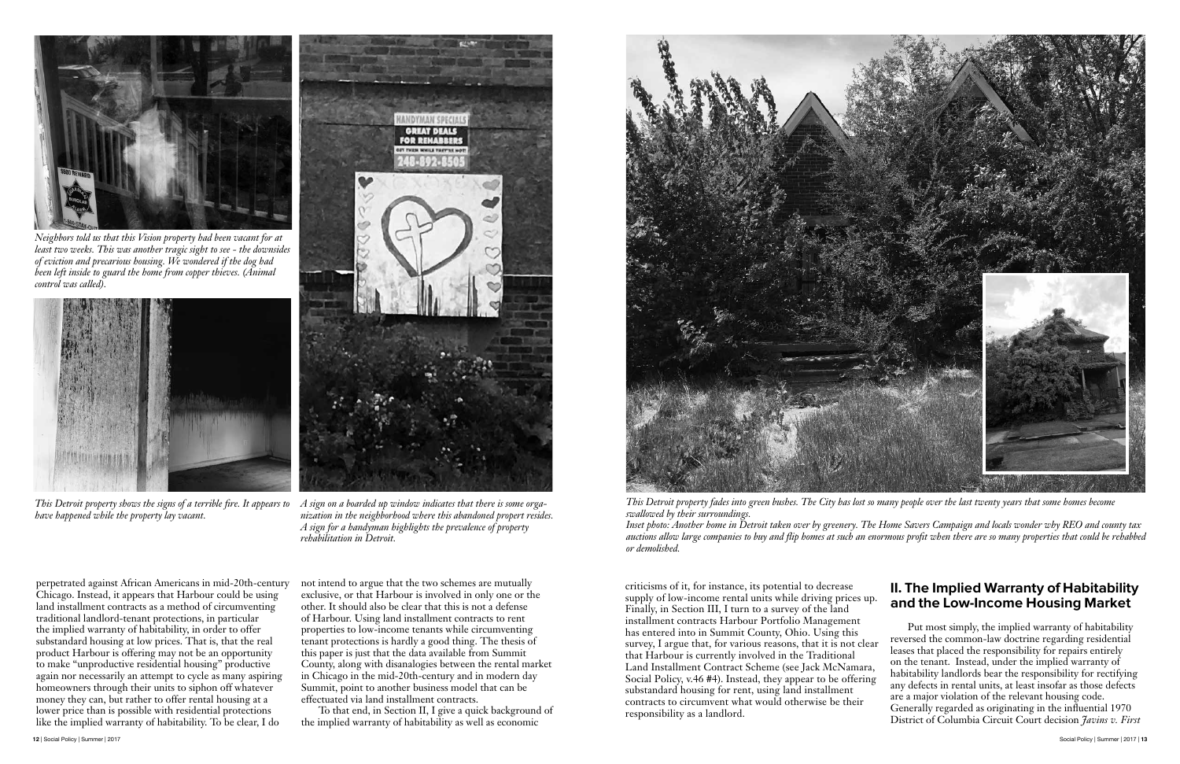*Neighbors told us that this Vision property had been vacant for at least two weeks. This was another tragic sight to see - the downsides of eviction and precarious housing. We wondered if the dog had been left inside to guard the home from copper thieves. (Animal control was called).*

*This Detroit property shows the signs of a terrible fire. It appears to have happened while the property lay vacant.*

*A sign on a boarded up window indicates that there is some organization in the neighborhood where this abandoned propert resides. A sign for a handyman highlights the prevalence of property rehabilitation in Detroit.*

*This Detroit property fades into green bushes. The City has lost so many people over the last twenty years that some homes become swallowed by their surroundings.*

*Inset photo: Another home in Detroit taken over by greenery. The Home Savers Campaign and locals wonder why REO and county tax auctions allow large companies to buy and flip homes at such an enormous profit when there are so many properties that could be rehabbed or demolished.*

perpetrated against African Americans in mid-20th-century Chicago. Instead, it appears that Harbour could be using land installment contracts as a method of circumventing traditional landlord-tenant protections, in particular the implied warranty of habitability, in order to offer substandard housing at low prices. That is, that the real product Harbour is offering may not be an opportunity to make "unproductive residential housing" productive again nor necessarily an attempt to cycle as many aspiring homeowners through their units to siphon off whatever money they can, but rather to offer rental housing at a lower price than is possible with residential protections like the implied warranty of habitability. To be clear, I do not intend to argue that the two schemes are mutually exclusive, or that Harbour is involved in only one or the other. It should also be clear that this is not a defense of Harbour. Using land installment contracts to rent properties to low-income tenants while circumventing tenant protections is hardly a good thing. The thesis of this paper is just that the data available from Summit County, along with disanalogies between the rental market in Chicago in the mid-20th-century and in modern day Summit, point to another business model that can be effectuated via land installment contracts.

To that end, in Section II, I give a quick background of the implied warranty of habitability as well as economic criticisms of it, for instance, its potential to decrease supply of low-income rental units while driving prices up. Finally, in Section III, I turn to a survey of the land installment contracts Harbour Portfolio Management has entered into in Summit County, Ohio. Using this survey, I argue that, for various reasons, that it is not clear that Harbour is currently involved in the Traditional Land Installment Contract Scheme (see Jack McNamara, Social Policy, v.46 #4). Instead, they appear to be offering substandard housing for rent, using land installment contracts to circumvent what would otherwise be their responsibility as a landlord.

## II. The Implied Warranty of Habitability and the Low-Income Housing Market

Put most simply, the implied warranty of habitability reversed the common-law doctrine regarding residential leases that placed the responsibility for repairs entirely on the tenant. Instead, under the implied warranty of habitability landlords bear the responsibility for rectifying any defects in rental units, at least insofar as those defects are a major violation of the relevant housing code. Generally regarded as originating in the influential 1970 District of Columbia Circuit Court decision *Javins v. First*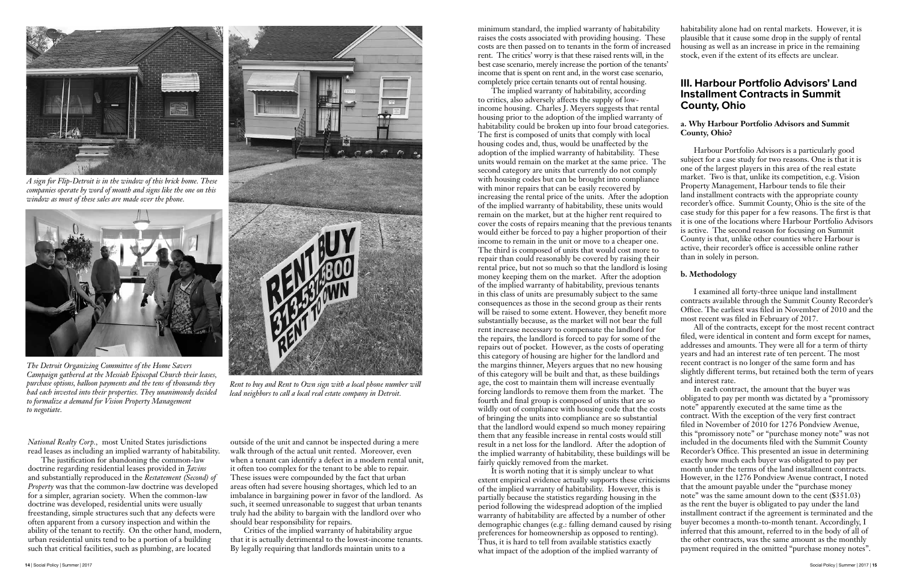*A sign for Flip-Detroit is in the window of this brick home. These companies operate by word of mouth and signs like the one on this window as most of these sales are made over the phone.*

*The Detroit Organizing Committee of the Home Savers Campaign gathered at the Messiah Episcopal Church their leases, purchase options, balloon payments and the tens of thousands they had each invested into their properties. They unanimously decided to formalize a demand for Vision Property Management to negotiate.*

*Rent to buy and Rent to Own sign with a local phone number will lead neighbors to call a local real estate company in Detroit.*

*National Realty Corp.*, most United States jurisdictions read leases as including an implied warranty of habitability.

The justification for abandoning the common-law doctrine regarding residential leases provided in *Javins* and substantially reproduced in the *Restatement (Second) of Property* was that the common-law doctrine was developed for a simpler, agrarian society. When the common-law doctrine was developed, residential units were usually freestanding, simple structures such that any defects were often apparent from a cursory inspection and within the ability of the tenant to rectify. On the other hand, modern, urban residential units tend to be a portion of a building such that critical facilities, such as plumbing, are located outside of the unit and cannot be inspected during a mere walk through of the actual unit rented. Moreover, even when a tenant can identify a defect in a modern rental unit, it often too complex for the tenant to be able to repair. These issues were compounded by the fact that urban areas often had severe housing shortages, which led to an imbalance in bargaining power in favor of the landlord. As such, it seemed unreasonable to suggest that urban tenants truly had the ability to bargain with the landlord over who should bear responsibility for repairs.

Critics of the implied warranty of habitability argue that it is actually detrimental to the lowest-income tenants. By legally requiring that landlords maintain units to a minimum standard, the implied warranty of habitability raises the costs associated with providing housing. These costs are then passed on to tenants in the form of increased rent. The critics' worry is that these raised rents will, in the best case scenario, merely increase the portion of the tenants' income that is spent on rent and, in the worst case scenario, completely price certain tenants out of rental housing.

The implied warranty of habitability, according to critics, also adversely affects the supply of low-income housing. Charles J. Meyers suggests that rental housing prior to the adoption of the implied warranty of habitability could be broken up into four broad categories. The first is composed of units that comply with local housing codes and, thus, would be unaffected by the adoption of the implied warranty of habitability. These units would remain on the market at the same price. The second category are units that currently do not comply with housing codes but can be brought into compliance with minor repairs that can be easily recovered by increasing the rental price of the units. After the adoption of the implied warranty of habitability, these units would remain on the market, but at the higher rent required to cover the costs of repairs meaning that the previous tenants would either be forced to pay a higher proportion of their income to remain in the unit or move to a cheaper one. The third is composed of units that would cost more to repair than could reasonably be covered by raising their rental price, but not so much so that the landlord is losing money keeping them on the market. After the adoption of the implied warranty of habitability, previous tenants in this class of units are presumably subject to the same consequences as those in the second group as their rents will be raised to some extent. However, they benefit more substantially because, as the market will not bear the full rent increase necessary to compensate the landlord for the repairs, the landlord is forced to pay for some of the repairs out of pocket. However, as the costs of operating this category of housing are higher for the landlord and the margins thinner, Meyers argues that no new housing of this category will be built and that, as these buildings age, the cost to maintain them will increase eventually forcing landlords to remove them from the market. The fourth and final group is composed of units that are so wildly out of compliance with housing code that the costs of bringing the units into compliance are so substantial that the landlord would expend so much money repairing them that any feasible increase in rental costs would still result in a net loss for the landlord. After the adoption of the implied warranty of habitability, these buildings will be fairly quickly removed from the market.

It is worth noting that it is simply unclear to what extent empirical evidence actually supports these criticisms of the implied warranty of habitability. However, this is partially because the statistics regarding housing in the period following the widespread adoption of the implied warranty of habitability are affected by a number of other demographic changes (e.g.: falling demand caused by rising preferences for homeownership as opposed to renting). Thus, it is hard to tell from available statistics exactly what impact of the adoption of the implied warranty of habitability alone had on rental markets. However, it is plausible that it cause some drop in the supply of rental housing as well as an increase in price in the remaining stock, even if the extent of its effects are unclear.

## III. Harbour Portfolio Advisors' Land Installment Contracts in Summit County, Ohio

### a. Why Harbour Portfolio Advisors and Summit County, Ohio?

Harbour Portfolio Advisors is a particularly good subject for a case study for two reasons. One is that it is one of the largest players in this area of the real estate market. Two is that, unlike its competition, e.g. Vision Property Management, Harbour tends to file their land installment contracts with the appropriate county recorder's office. Summit County, Ohio is the site of the case study for this paper for a few reasons. The first is that it is one of the locations where Harbour Portfolio Advisors is active. The second reason for focusing on Summit County is that, unlike other counties where Harbour is active, their recorder's office is accessible online rather than in solely in person.

### b. Methodology

I examined all forty-three unique land installment contracts available through the Summit County Recorder's Office. The earliest was filed in November of 2010 and the most recent was filed in February of 2017.

All of the contracts, except for the most recent contract filed, were identical in content and form except for names, addresses and amounts. They were all for a term of thirty years and had an interest rate of ten percent. The most recent contract is no longer of the same form and has slightly different terms, but retained both the term of years and interest rate.

In each contract, the amount that the buyer was obligated to pay per month was dictated by a "promissory note" apparently executed at the same time as the contract. With the exception of the very first contract filed in November of 2010 for 1276 Pondview Avenue, this "promissory note" or "purchase money note" was not included in the documents filed with the Summit County Recorder's Office. This presented an issue in determining exactly how much each buyer was obligated to pay per month under the terms of the land installment contracts. However, in the 1276 Pondview Avenue contract, I noted that the amount payable under the "purchase money note" was the same amount down to the cent ($351.03) as the rent the buyer is obligated to pay under the land installment contract if the agreement is terminated and the buyer becomes a month-to-month tenant. Accordingly, I inferred that this amount, referred to in the body of all of the other contracts, was the same amount as the monthly payment required in the omitted "purchase money notes".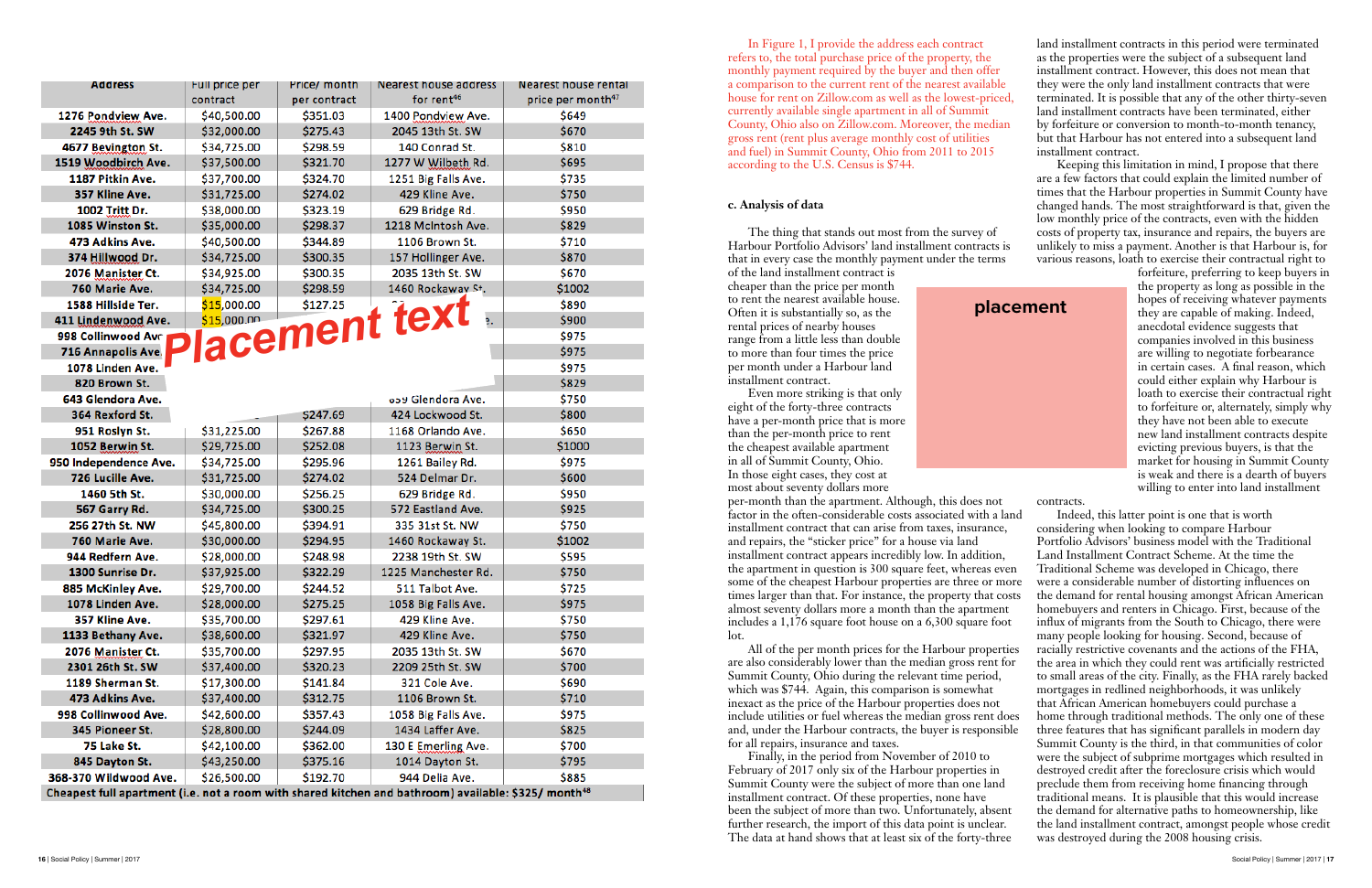| Address | Full price per contract | Price/ month per contract | Nearest house address for rent[46] | Nearest house rental price per month[47] |
|---|---|---|---|---|
| 1276 Pondview Ave. | $40,500.00 | $351.03 | 1400 Pondview Ave. | $649 |
| 2245 9th St. SW | $32,000.00 | $275.43 | 2045 13th St. SW | $670 |
| 4677 Bevington St. | $34,725.00 | $298.59 | 140 Conrad St. | $810 |
| 1519 Woodbirch Ave. | $37,500.00 | $321.70 | 1277 W Wilbeth Rd. | $695 |
| 1187 Pitkin Ave. | $37,700.00 | $324.70 | 1251 Big Falls Ave. | $735 |
| 357 Kline Ave. | $31,725.00 | $274.02 | 429 Kline Ave. | $750 |
| 1002 Tritt Dr. | $38,000.00 | $323.19 | 629 Bridge Rd. | $950 |
| 1085 Winston St. | $35,000.00 | $298.37 | 1218 McIntosh Ave. | $829 |
| 473 Adkins Ave. | $40,500.00 | $344.89 | 1106 Brown St. | $710 |
| 374 Hillwood Dr. | $34,725.00 | $300.35 | 157 Hollinger Ave. | $870 |
| 2076 Manister Ct. | $34,925.00 | $300.35 | 2035 13th St. SW | $670 |
| 760 Marie Ave. | $34,725.00 | $298.59 | 1460 Rockaway St. | $1002 |
| 1588 Hillside Ter. | $15,000.00 | $127.25 | | $890 |
| 411 Lindenwood Ave. | $15,000.00 | | | $900 |
| 998 Collinwood Ave. | | | | $975 |
| 716 Annapolis Ave. | | | | $975 |
| 1078 Linden Ave. | | | | $975 |
| 820 Brown St. | | | | $829 |
| 643 Glendora Ave. | | | 659 Glendora Ave. | $750 |
| 364 Rexford St. | | $247.69 | 424 Lockwood St. | $800 |
| 951 Roslyn St. | $31,225.00 | $267.88 | 1168 Orlando Ave. | $650 |
| 1052 Berwin St. | $29,725.00 | $252.08 | 1123 Berwin St. | $1000 |
| 950 Independence Ave. | $34,725.00 | $295.96 | 1261 Bailey Rd. | $975 |
| 726 Lucille Ave. | $31,725.00 | $274.02 | 524 Delmar Dr. | $600 |
| 1460 5th St. | $30,000.00 | $256.25 | 629 Bridge Rd. | $950 |
| 567 Garry Rd. | $34,725.00 | $300.25 | 572 Eastland Ave. | $925 |
| 256 27th St. NW | $45,800.00 | $394.91 | 335 31st St. NW | $750 |
| 760 Marie Ave. | $30,000.00 | $294.95 | 1460 Rockaway St. | $1002 |
| 944 Redfern Ave. | $28,000.00 | $248.98 | 2238 19th St. SW | $595 |
| 1300 Sunrise Dr. | $37,925.00 | $322.29 | 1225 Manchester Rd. | $750 |
| 885 McKinley Ave. | $29,700.00 | $244.52 | 511 Talbot Ave. | $725 |
| 1078 Linden Ave. | $28,000.00 | $275.25 | 1058 Big Falls Ave. | $975 |
| 357 Kline Ave. | $35,700.00 | $297.61 | 429 Kline Ave. | $750 |
| 1133 Bethany Ave. | $38,600.00 | $321.97 | 429 Kline Ave. | $750 |
| 2076 Manister Ct. | $35,700.00 | $297.95 | 2035 13th St. SW | $670 |
| 2301 26th St. SW | $37,400.00 | $320.23 | 2209 25th St. SW | $700 |
| 1189 Sherman St. | $17,300.00 | $141.84 | 321 Cole Ave. | $690 |
| 473 Adkins Ave. | $37,400.00 | $312.75 | 1106 Brown St. | $710 |
| 998 Collinwood Ave. | $42,600.00 | $357.43 | 1058 Big Falls Ave. | $975 |
| 345 Pioneer St. | $28,800.00 | $244.09 | 1434 Laffer Ave. | $825 |
| 75 Lake St. | $42,100.00 | $362.00 | 130 E Emerling Ave. | $700 |
| 845 Dayton St. | $43,250.00 | $375.16 | 1014 Dayton St. | $795 |
| 368-370 Wildwood Ave. | $26,500.00 | $192.70 | 944 Delia Ave. | $885 |
| Cheapest full apartment (i.e. not a room with shared kitchen and bathroom) available: $325/ month[48] | | | | |

In Figure 1, I provide the address each contract refers to, the total purchase price of the property, the monthly payment required by the buyer and then offer a comparison to the current rent of the nearest available house for rent on Zillow.com as well as the lowest-priced, currently available single apartment in all of Summit County, Ohio also on Zillow.com. Moreover, the median gross rent (rent plus average monthly cost of utilities and fuel) in Summit County, Ohio from 2011 to 2015 according to the U.S. Census is $744.

### c. Analysis of data

The thing that stands out most from the survey of Harbour Portfolio Advisors' land installment contracts is that in every case the monthly payment under the terms of the land installment contract is cheaper than the price per month to rent the nearest available house. Often it is substantially so, as the rental prices of nearby houses range from a little less than double to more than four times the price per month under a Harbour land installment contract.

Even more striking is that only eight of the forty-three contracts have a per-month price that is more than the per-month price to rent the cheapest available apartment in all of Summit County, Ohio. In those eight cases, they cost at most about seventy dollars more per-month than the apartment. Although, this does not factor in the often-considerable costs associated with a land installment contract that can arise from taxes, insurance, and repairs, the "sticker price" for a house via land installment contract appears incredibly low. In addition, the apartment in question is 300 square feet, whereas even some of the cheapest Harbour properties are three or more times larger than that. For instance, the property that costs almost seventy dollars more a month than the apartment includes a 1,176 square foot house on a 6,300 square foot lot.

All of the per month prices for the Harbour properties are also considerably lower than the median gross rent for Summit County, Ohio during the relevant time period, which was $744. Again, this comparison is somewhat inexact as the price of the Harbour properties does not include utilities or fuel whereas the median gross rent does and, under the Harbour contracts, the buyer is responsible for all repairs, insurance and taxes.

Finally, in the period from November of 2010 to February of 2017 only six of the Harbour properties in Summit County were the subject of more than one land installment contract. Of these properties, none have been the subject of more than two. Unfortunately, absent further research, the import of this data point is unclear. The data at hand shows that at least six of the forty-three land installment contracts in this period were terminated as the properties were the subject of a subsequent land installment contract. However, this does not mean that they were the only land installment contracts that were terminated. It is possible that any of the other thirty-seven land installment contracts have been terminated, either by forfeiture or conversion to month-to-month tenancy, but that Harbour has not entered into a subsequent land installment contract.

Keeping this limitation in mind, I propose that there are a few factors that could explain the limited number of times that the Harbour properties in Summit County have changed hands. The most straightforward is that, given the low monthly price of the contracts, even with the hidden costs of property tax, insurance and repairs, the buyers are unlikely to miss a payment. Another is that Harbour is, for various reasons, loath to exercise their contractual right to forfeiture, preferring to keep buyers in the property as long as possible in the hopes of receiving whatever payments they are capable of making. Indeed, anecdotal evidence suggests that companies involved in this business are willing to negotiate forbearance in certain cases. A final reason, which could either explain why Harbour is loath to exercise their contractual right to forfeiture or, alternately, simply why they have not been able to execute new land installment contracts despite evicting previous buyers, is that the market for housing in Summit County is weak and there is a dearth of buyers willing to enter into land installment contracts.

Indeed, this latter point is one that is worth considering when looking to compare Harbour Portfolio Advisors' business model with the Traditional Land Installment Contract Scheme. At the time the Traditional Scheme was developed in Chicago, there were a considerable number of distorting influences on the demand for rental housing amongst African American homebuyers and renters in Chicago. First, because of the influx of migrants from the South to Chicago, there were many people looking for housing. Second, because of racially restrictive covenants and the actions of the FHA, the area in which they could rent was artificially restricted to small areas of the city. Finally, as the FHA rarely backed mortgages in redlined neighborhoods, it was unlikely that African American homebuyers could purchase a home through traditional methods. The only one of these three features that has significant parallels in modern day Summit County is the third, in that communities of color were the subject of subprime mortgages which resulted in destroyed credit after the foreclosure crisis which would preclude them from receiving home financing through traditional means. It is plausible that this would increase the demand for alternative paths to homeownership, like the land installment contract, amongst people whose credit was destroyed during the 2008 housing crisis.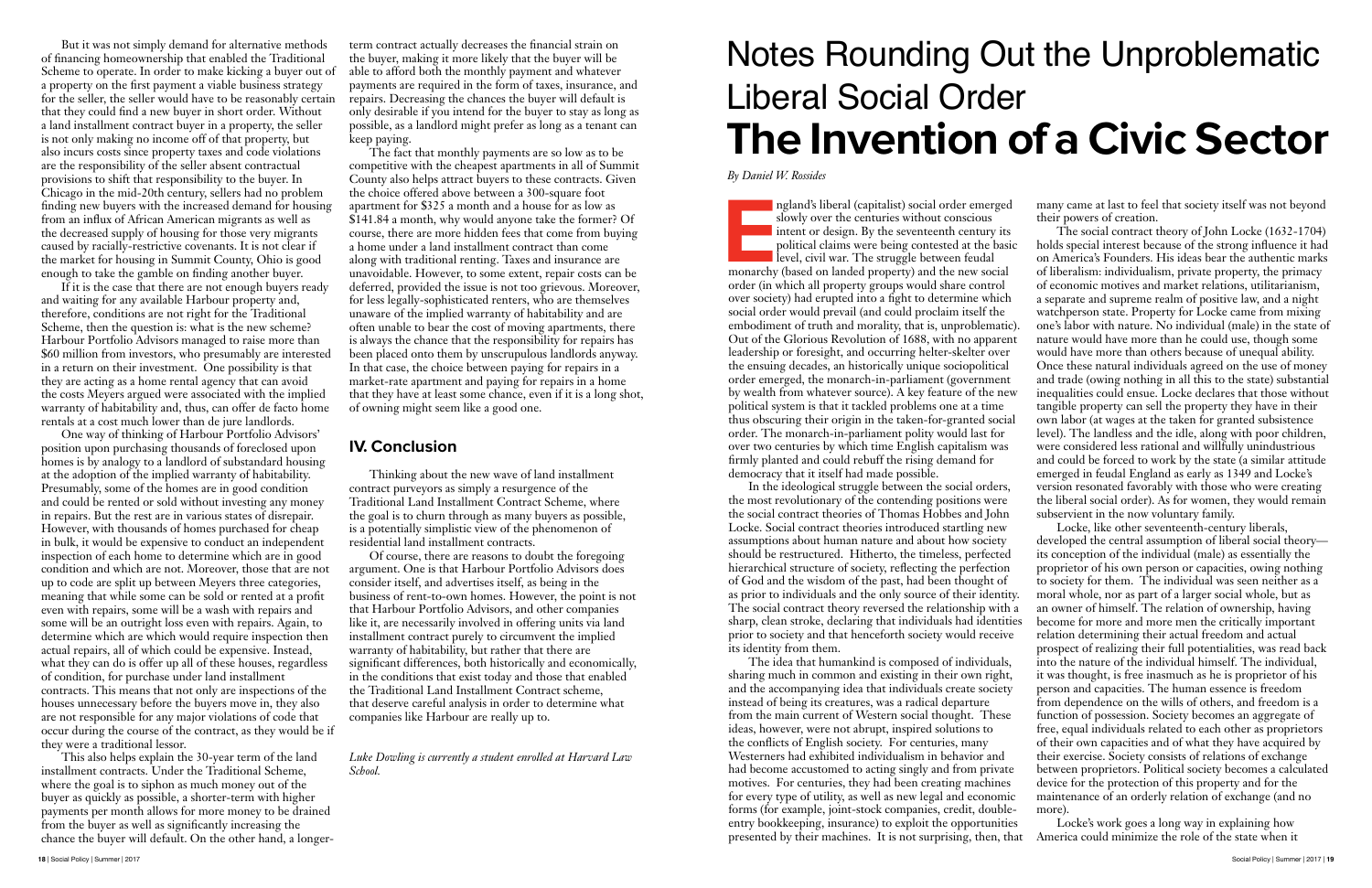But it was not simply demand for alternative methods of financing homeownership that enabled the Traditional Scheme to operate. In order to make kicking a buyer out of a property on the first payment a viable business strategy for the seller, the seller would have to be reasonably certain that they could find a new buyer in short order. Without a land installment contract buyer in a property, the seller is not only making no income off of that property, but also incurs costs since property taxes and code violations are the responsibility of the seller absent contractual provisions to shift that responsibility to the buyer. In Chicago in the mid-20th century, sellers had no problem finding new buyers with the increased demand for housing from an influx of African American migrants as well as the decreased supply of housing for those very migrants caused by racially-restrictive covenants. It is not clear if the market for housing in Summit County, Ohio is good enough to take the gamble on finding another buyer.

If it is the case that there are not enough buyers ready and waiting for any available Harbour property and, therefore, conditions are not right for the Traditional Scheme, then the question is: what is the new scheme? Harbour Portfolio Advisors managed to raise more than $60 million from investors, who presumably are interested in a return on their investment. One possibility is that they are acting as a home rental agency that can avoid the costs Meyers argued were associated with the implied warranty of habitability and, thus, can offer de facto home rentals at a cost much lower than de jure landlords.

One way of thinking of Harbour Portfolio Advisors' position upon purchasing thousands of foreclosed upon homes is by analogy to a landlord of substandard housing at the adoption of the implied warranty of habitability. Presumably, some of the homes are in good condition and could be rented or sold without investing any money in repairs. But the rest are in various states of disrepair. However, with thousands of homes purchased for cheap in bulk, it would be expensive to conduct an independent inspection of each home to determine which are in good condition and which are not. Moreover, those that are not up to code are split up between Meyers three categories, meaning that while some can be sold or rented at a profit even with repairs, some will be a wash with repairs and some will be an outright loss even with repairs. Again, to determine which are which would require inspection then actual repairs, all of which could be expensive. Instead, what they can do is offer up all of these houses, regardless of condition, for purchase under land installment contracts. This means that not only are inspections of the houses unnecessary before the buyers move in, they also are not responsible for any major violations of code that occur during the course of the contract, as they would be if they were a traditional lessor.

This also helps explain the 30-year term of the land installment contracts. Under the Traditional Scheme, where the goal is to siphon as much money out of the buyer as quickly as possible, a shorter-term with higher payments per month allows for more money to be drained from the buyer as well as significantly increasing the chance the buyer will default. On the other hand, a longer-term contract actually decreases the financial strain on the buyer, making it more likely that the buyer will be able to afford both the monthly payment and whatever payments are required in the form of taxes, insurance, and repairs. Decreasing the chances the buyer will default is only desirable if you intend for the buyer to stay as long as possible, as a landlord might prefer as long as a tenant can keep paying.

The fact that monthly payments are so low as to be competitive with the cheapest apartments in all of Summit County also helps attract buyers to these contracts. Given the choice offered above between a 300-square foot apartment for $325 a month and a house for as low as $141.84 a month, why would anyone take the former? Of course, there are more hidden fees that come from buying a home under a land installment contract than come along with traditional renting. Taxes and insurance are unavoidable. However, to some extent, repair costs can be deferred, provided the issue is not too grievous. Moreover, for less legally-sophisticated renters, who are themselves unaware of the implied warranty of habitability and are often unable to bear the cost of moving apartments, there is always the chance that the responsibility for repairs has been placed onto them by unscrupulous landlords anyway. In that case, the choice between paying for repairs in a market-rate apartment and paying for repairs in a home that they have at least some chance, even if it is a long shot, of owning might seem like a good one.

## IV. Conclusion

Thinking about the new wave of land installment contract purveyors as simply a resurgence of the Traditional Land Installment Contract Scheme, where the goal is to churn through as many buyers as possible, is a potentially simplistic view of the phenomenon of residential land installment contracts.

Of course, there are reasons to doubt the foregoing argument. One is that Harbour Portfolio Advisors does consider itself, and advertises itself, as being in the business of rent-to-own homes. However, the point is not that Harbour Portfolio Advisors, and other companies like it, are necessarily involved in offering units via land installment contract purely to circumvent the implied warranty of habitability, but rather that there are significant differences, both historically and economically, in the conditions that exist today and those that enabled the Traditional Land Installment Contract scheme, that deserve careful analysis in order to determine what companies like Harbour are really up to.

*Luke Dowling is currently a student enrolled at Harvard Law School.*

# Notes Rounding Out the Unproblematic Liberal Social Order

# The Invention of a Civic Sector

*By Daniel W. Rossides*

England's liberal (capitalist) social order emerged slowly over the centuries without conscious intent or design. By the seventeenth century its political claims were being contested at the basic level, civil war. The struggle between feudal monarchy (based on landed property) and the new social order (in which all property groups would share control over society) had erupted into a fight to determine which social order would prevail (and could proclaim itself the embodiment of truth and morality, that is, unproblematic). Out of the Glorious Revolution of 1688, with no apparent leadership or foresight, and occurring helter-skelter over the ensuing decades, an historically unique sociopolitical order emerged, the monarch-in-parliament (government by wealth from whatever source). A key feature of the new political system is that it tackled problems one at a time thus obscuring their origin in the taken-for-granted social order. The monarch-in-parliament polity would last for over two centuries by which time English capitalism was firmly planted and could rebuff the rising demand for democracy that it itself had made possible.

In the ideological struggle between the social orders, the most revolutionary of the contending positions were the social contract theories of Thomas Hobbes and John Locke. Social contract theories introduced startling new assumptions about human nature and about how society should be restructured. Hitherto, the timeless, perfected hierarchical structure of society, reflecting the perfection of God and the wisdom of the past, had been thought of as prior to individuals and the only source of their identity. The social contract theory reversed the relationship with a sharp, clean stroke, declaring that individuals had identities prior to society and that henceforth society would receive its identity from them.

The idea that humankind is composed of individuals, sharing much in common and existing in their own right, and the accompanying idea that individuals create society instead of being its creatures, was a radical departure from the main current of Western social thought. These ideas, however, were not abrupt, inspired solutions to the conflicts of English society. For centuries, many Westerners had exhibited individualism in behavior and had become accustomed to acting singly and from private motives. For centuries, they had been creating machines for every type of utility, as well as new legal and economic forms (for example, joint-stock companies, credit, double-entry bookkeeping, insurance) to exploit the opportunities presented by their machines. It is not surprising, then, that many came at last to feel that society itself was not beyond their powers of creation.

The social contract theory of John Locke (1632-1704) holds special interest because of the strong influence it had on America's Founders. His ideas bear the authentic marks of liberalism: individualism, private property, the primacy of economic motives and market relations, utilitarianism, a separate and supreme realm of positive law, and a night watchperson state. Property for Locke came from mixing one's labor with nature. No individual (male) in the state of nature would have more than he could use, though some would have more than others because of unequal ability. Once these natural individuals agreed on the use of money and trade (owing nothing in all this to the state) substantial inequalities could ensue. Locke declares that those without tangible property can sell the property they have in their own labor (at wages at the taken for granted subsistence level). The landless and the idle, along with poor children, were considered less rational and willfully uninindustrious and could be forced to work by the state (a similar attitude emerged in feudal England as early as 1349 and Locke's version resonated favorably with those who were creating the liberal social order). As for women, they would remain subservient in the now voluntary family.

Locke, like other seventeenth-century liberals, developed the central assumption of liberal social theory—its conception of the individual (male) as essentially the proprietor of his own person or capacities, owing nothing to society for them. The individual was seen neither as a moral whole, nor as part of a larger social whole, but as an owner of himself. The relation of ownership, having become for more and more men the critically important relation determining their actual freedom and actual prospect of realizing their full potentialities, was read back into the nature of the individual himself. The individual, it was thought, is free inasmuch as he is proprietor of his person and capacities. The human essence is freedom from dependence on the wills of others, and freedom is a function of possession. Society becomes an aggregate of free, equal individuals related to each other as proprietors of their own capacities and of what they have acquired by their exercise. Society consists of relations of exchange between proprietors. Political society becomes a calculated device for the protection of this property and for the maintenance of an orderly relation of exchange (and no more).

Locke's work goes a long way in explaining how America could minimize the role of the state when it